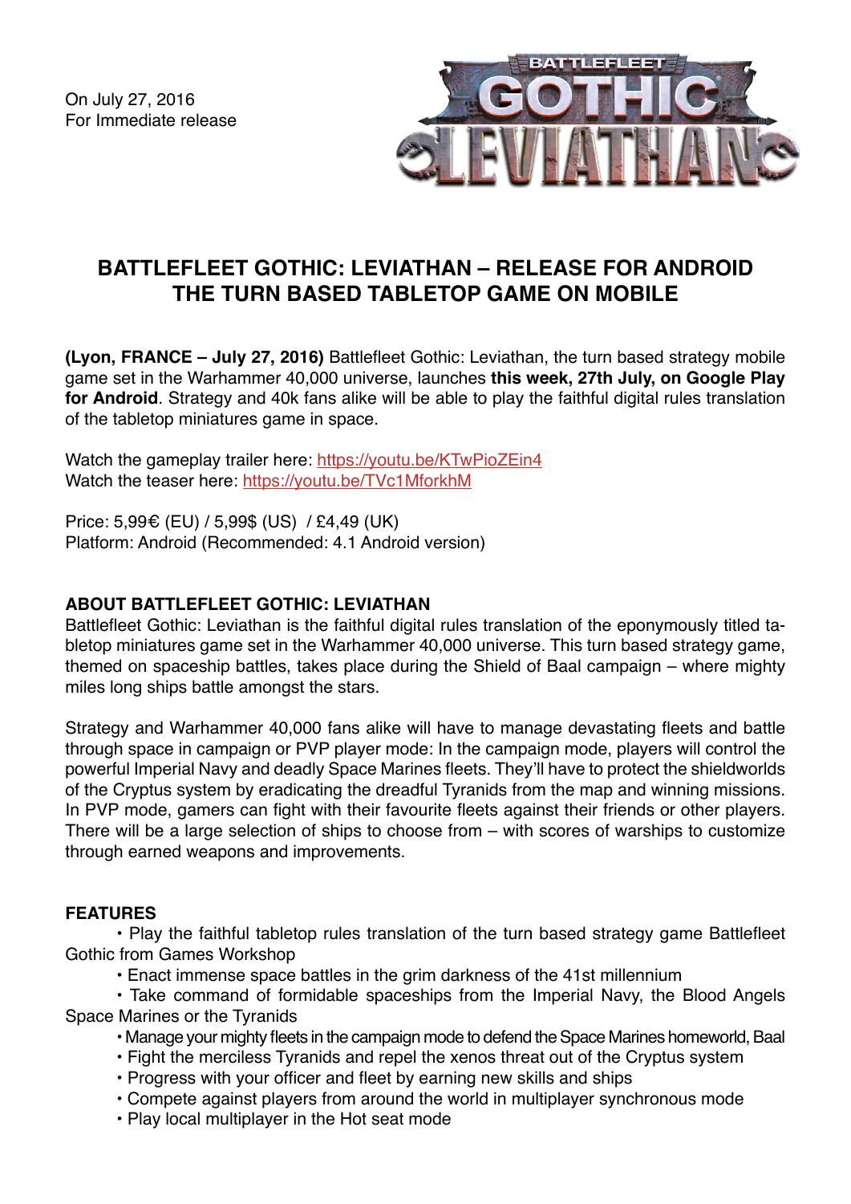On July 27, 2016
For Immediate release

# BATTLEFLEET GOTHIC: LEVIATHAN – RELEASE FOR ANDROID THE TURN BASED TABLETOP GAME ON MOBILE

**(Lyon, FRANCE – July 27, 2016)** Battlefleet Gothic: Leviathan, the turn based strategy mobile game set in the Warhammer 40,000 universe, launches **this week, 27th July, on Google Play for Android**. Strategy and 40k fans alike will be able to play the faithful digital rules translation of the tabletop miniatures game in space.

Watch the gameplay trailer here: https://youtu.be/KTwPioZEin4
Watch the teaser here: https://youtu.be/TVc1MforkhM

Price: 5,99€ (EU) / 5,99$ (US) / £4,49 (UK)
Platform: Android (Recommended: 4.1 Android version)

## ABOUT BATTLEFLEET GOTHIC: LEVIATHAN

Battlefleet Gothic: Leviathan is the faithful digital rules translation of the eponymously titled tabletop miniatures game set in the Warhammer 40,000 universe. This turn based strategy game, themed on spaceship battles, takes place during the Shield of Baal campaign – where mighty miles long ships battle amongst the stars.

Strategy and Warhammer 40,000 fans alike will have to manage devastating fleets and battle through space in campaign or PVP player mode: In the campaign mode, players will control the powerful Imperial Navy and deadly Space Marines fleets. They'll have to protect the shieldworlds of the Cryptus system by eradicating the dreadful Tyranids from the map and winning missions. In PVP mode, gamers can fight with their favourite fleets against their friends or other players. There will be a large selection of ships to choose from – with scores of warships to customize through earned weapons and improvements.

## FEATURES

- Play the faithful tabletop rules translation of the turn based strategy game Battlefleet Gothic from Games Workshop
- Enact immense space battles in the grim darkness of the 41st millennium
- Take command of formidable spaceships from the Imperial Navy, the Blood Angels Space Marines or the Tyranids
- Manage your mighty fleets in the campaign mode to defend the Space Marines homeworld, Baal
- Fight the merciless Tyranids and repel the xenos threat out of the Cryptus system
- Progress with your officer and fleet by earning new skills and ships
- Compete against players from around the world in multiplayer synchronous mode
- Play local multiplayer in the Hot seat mode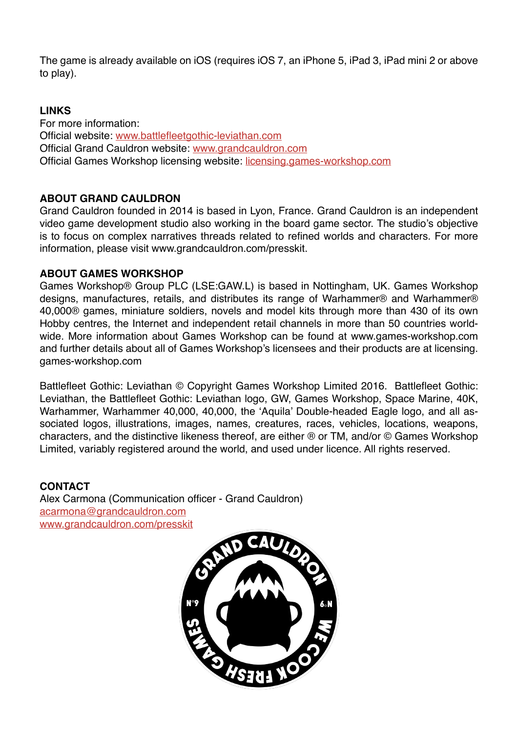The game is already available on iOS (requires iOS 7, an iPhone 5, iPad 3, iPad mini 2 or above to play).

**LINKS**

For more information:
Official website: [www.battlefleetgothic-leviathan.com](http://www.battlefleetgothic-leviathan.com)
Official Grand Cauldron website: [www.grandcauldron.com](http://www.grandcauldron.com)
Official Games Workshop licensing website: [licensing.games-workshop.com](http://licensing.games-workshop.com)

**ABOUT GRAND CAULDRON**

Grand Cauldron founded in 2014 is based in Lyon, France. Grand Cauldron is an independent video game development studio also working in the board game sector. The studio's objective is to focus on complex narratives threads related to refined worlds and characters. For more information, please visit www.grandcauldron.com/presskit.

**ABOUT GAMES WORKSHOP**

Games Workshop® Group PLC (LSE:GAW.L) is based in Nottingham, UK. Games Workshop designs, manufactures, retails, and distributes its range of Warhammer® and Warhammer® 40,000® games, miniature soldiers, novels and model kits through more than 430 of its own Hobby centres, the Internet and independent retail channels in more than 50 countries worldwide. More information about Games Workshop can be found at www.games-workshop.com and further details about all of Games Workshop's licensees and their products are at licensing.games-workshop.com

Battlefleet Gothic: Leviathan © Copyright Games Workshop Limited 2016. Battlefleet Gothic: Leviathan, the Battlefleet Gothic: Leviathan logo, GW, Games Workshop, Space Marine, 40K, Warhammer, Warhammer 40,000, 40,000, the 'Aquila' Double-headed Eagle logo, and all associated logos, illustrations, images, names, creatures, races, vehicles, locations, weapons, characters, and the distinctive likeness thereof, are either ® or TM, and/or © Games Workshop Limited, variably registered around the world, and used under licence. All rights reserved.

**CONTACT**

Alex Carmona (Communication officer - Grand Cauldron)
[acarmona@grandcauldron.com](mailto:acarmona@grandcauldron.com)
[www.grandcauldron.com/presskit](http://www.grandcauldron.com/presskit)

GRAND CAULDRON
N°9 6°N
GAMES WE COOK FRESH